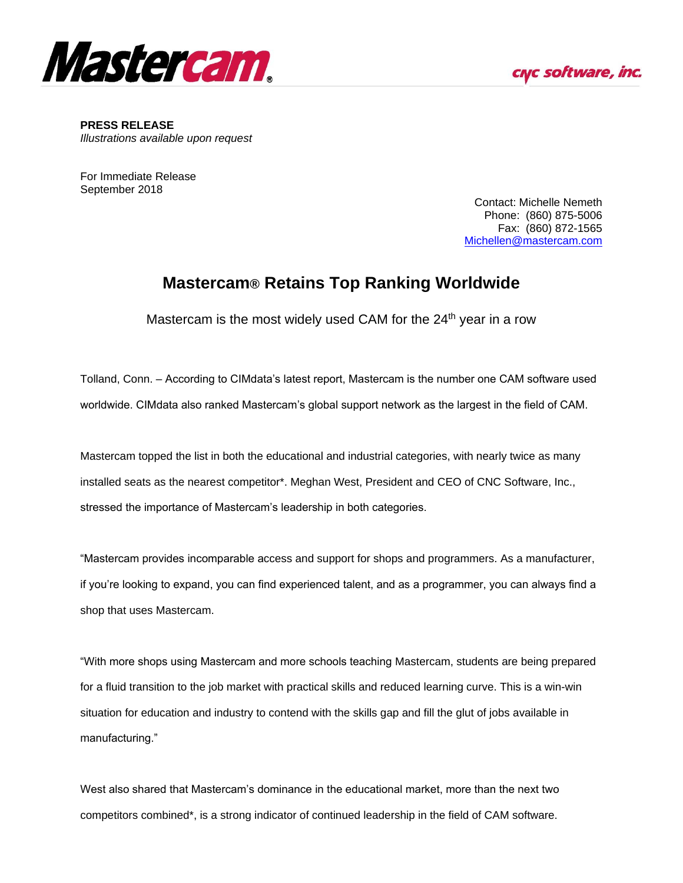Mastercam® cnc software, inc.

**PRESS RELEASE**
*Illustrations available upon request*

For Immediate Release
September 2018

Contact: Michelle Nemeth
Phone: (860) 875-5006
Fax: (860) 872-1565
Michellen@mastercam.com

# Mastercam® Retains Top Ranking Worldwide

Mastercam is the most widely used CAM for the 24th year in a row

Tolland, Conn. – According to CIMdata's latest report, Mastercam is the number one CAM software used worldwide. CIMdata also ranked Mastercam's global support network as the largest in the field of CAM.

Mastercam topped the list in both the educational and industrial categories, with nearly twice as many installed seats as the nearest competitor*. Meghan West, President and CEO of CNC Software, Inc., stressed the importance of Mastercam's leadership in both categories.

"Mastercam provides incomparable access and support for shops and programmers. As a manufacturer, if you're looking to expand, you can find experienced talent, and as a programmer, you can always find a shop that uses Mastercam.

"With more shops using Mastercam and more schools teaching Mastercam, students are being prepared for a fluid transition to the job market with practical skills and reduced learning curve. This is a win-win situation for education and industry to contend with the skills gap and fill the glut of jobs available in manufacturing."

West also shared that Mastercam's dominance in the educational market, more than the next two competitors combined*, is a strong indicator of continued leadership in the field of CAM software.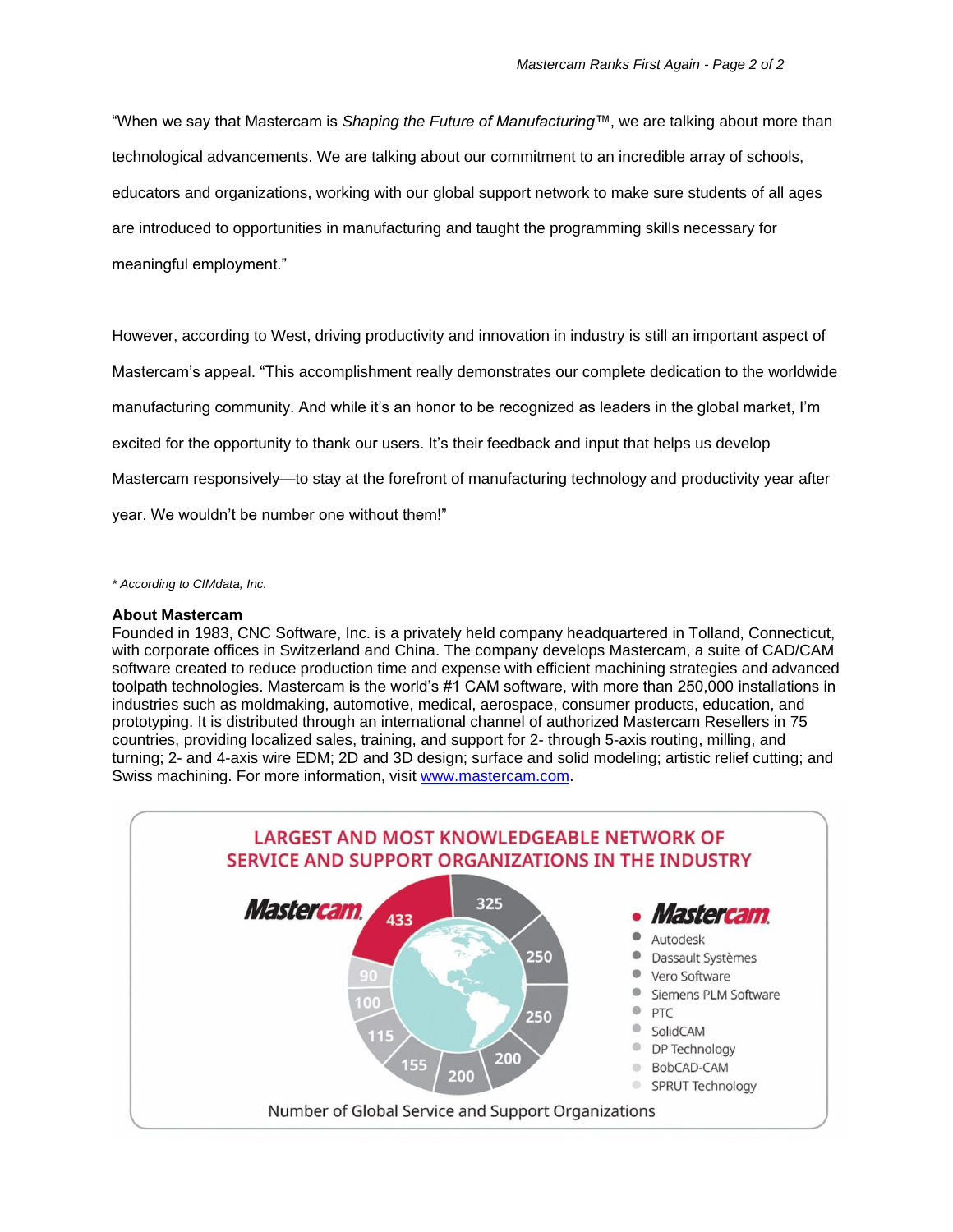"When we say that Mastercam is *Shaping the Future of Manufacturing*™, we are talking about more than technological advancements. We are talking about our commitment to an incredible array of schools, educators and organizations, working with our global support network to make sure students of all ages are introduced to opportunities in manufacturing and taught the programming skills necessary for meaningful employment."

However, according to West, driving productivity and innovation in industry is still an important aspect of Mastercam's appeal. "This accomplishment really demonstrates our complete dedication to the worldwide manufacturing community. And while it's an honor to be recognized as leaders in the global market, I'm excited for the opportunity to thank our users. It's their feedback and input that helps us develop Mastercam responsively—to stay at the forefront of manufacturing technology and productivity year after year. We wouldn't be number one without them!"

*\* According to CIMdata, Inc.*

**About Mastercam**

Founded in 1983, CNC Software, Inc. is a privately held company headquartered in Tolland, Connecticut, with corporate offices in Switzerland and China. The company develops Mastercam, a suite of CAD/CAM software created to reduce production time and expense with efficient machining strategies and advanced toolpath technologies. Mastercam is the world's #1 CAM software, with more than 250,000 installations in industries such as moldmaking, automotive, medical, aerospace, consumer products, education, and prototyping. It is distributed through an international channel of authorized Mastercam Resellers in 75 countries, providing localized sales, training, and support for 2- through 5-axis routing, milling, and turning; 2- and 4-axis wire EDM; 2D and 3D design; surface and solid modeling; artistic relief cutting; and Swiss machining. For more information, visit [www.mastercam.com](http://www.mastercam.com).

**LARGEST AND MOST KNOWLEDGEABLE NETWORK OF SERVICE AND SUPPORT ORGANIZATIONS IN THE INDUSTRY**

| Company | Number of Global Service and Support Organizations |
| --- | --- |
| Mastercam | 433 |
| Autodesk | 325 |
| Dassault Systèmes | 250 |
| Vero Software | 250 |
| Siemens PLM Software | 200 |
| PTC | 200 |
| SolidCAM | 155 |
| DP Technology | 115 |
| BobCAD-CAM | 100 |
| SPRUT Technology | 90 |

Number of Global Service and Support Organizations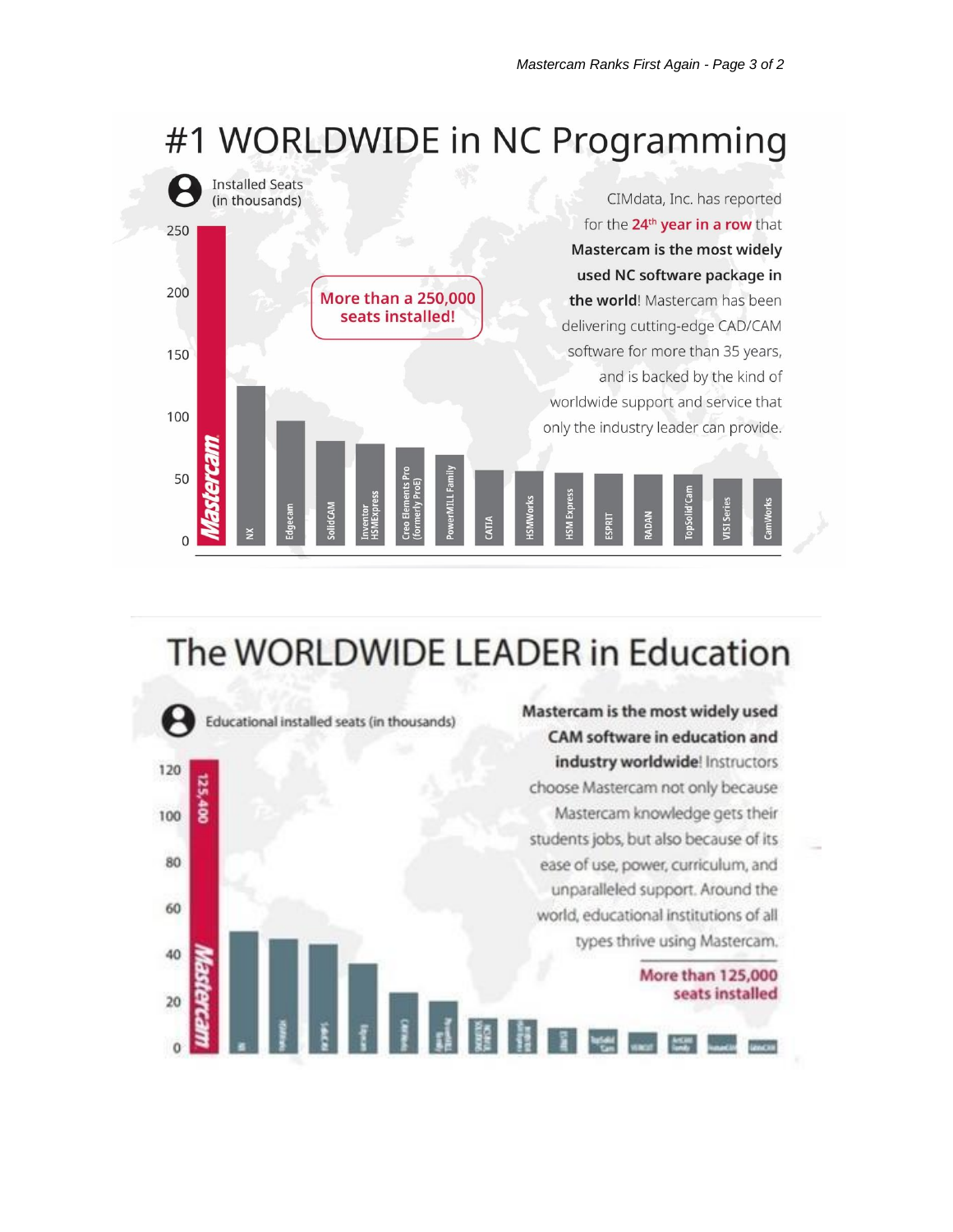# #1 WORLDWIDE in NC Programming

Installed Seats (in thousands)

250

200

150

100

50

0

Mastercam

NX

Edgecam

SolidCAM

Inventor HSMExpress

Creo Elements Pro (formerly ProE)

PowerMILL Family

CATIA

HSMWorks

HSM Express

ESPRIT

RADAN

TopSolid'Cam

VISI Series

CamWorks

More than a 250,000 seats installed!

CIMdata, Inc. has reported for the 24th year in a row that **Mastercam is the most widely used NC software package in the world**! Mastercam has been delivering cutting-edge CAD/CAM software for more than 35 years, and is backed by the kind of worldwide support and service that only the industry leader can provide.

# The WORLDWIDE LEADER in Education

Educational installed seats (in thousands)

120

100

80

60

40

20

0

125,400

Mastercam

**Mastercam is the most widely used CAM software in education and industry worldwide!** Instructors choose Mastercam not only because Mastercam knowledge gets their students jobs, but also because of its ease of use, power, curriculum, and unparalleled support. Around the world, educational institutions of all types thrive using Mastercam.

More than 125,000 seats installed